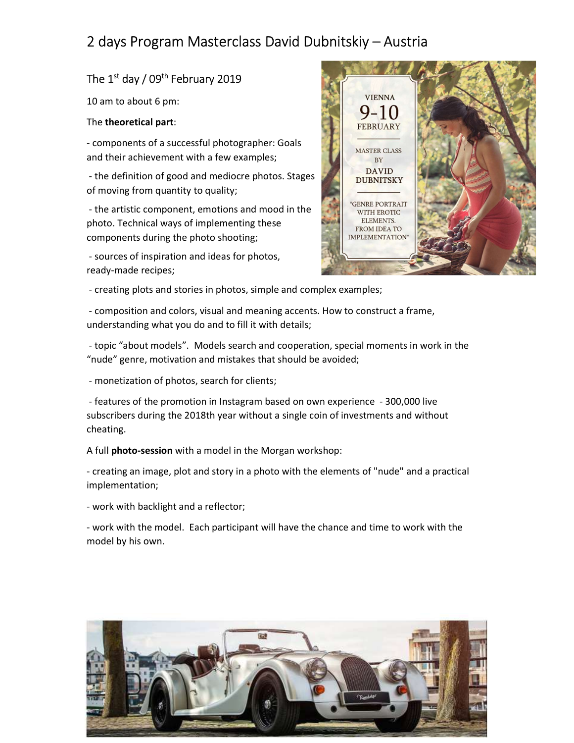# 2 days Program Masterclass David Dubnitskiy – Austria

## The 1st day / 09th February 2019

10 am to about 6 pm:

The **theoretical part**:

- components of a successful photographer: Goals and their achievement with a few examples;
- the definition of good and mediocre photos. Stages of moving from quantity to quality;
- the artistic component, emotions and mood in the photo. Technical ways of implementing these components during the photo shooting;
- sources of inspiration and ideas for photos, ready-made recipes;
- creating plots and stories in photos, simple and complex examples;
- composition and colors, visual and meaning accents. How to construct a frame, understanding what you do and to fill it with details;
- topic "about models". Models search and cooperation, special moments in work in the "nude" genre, motivation and mistakes that should be avoided;
- monetization of photos, search for clients;
- features of the promotion in Instagram based on own experience - 300,000 live subscribers during the 2018th year without a single coin of investments and without cheating.

A full **photo-session** with a model in the Morgan workshop:

- creating an image, plot and story in a photo with the elements of "nude" and a practical implementation;
- work with backlight and a reflector;
- work with the model. Each participant will have the chance and time to work with the model by his own.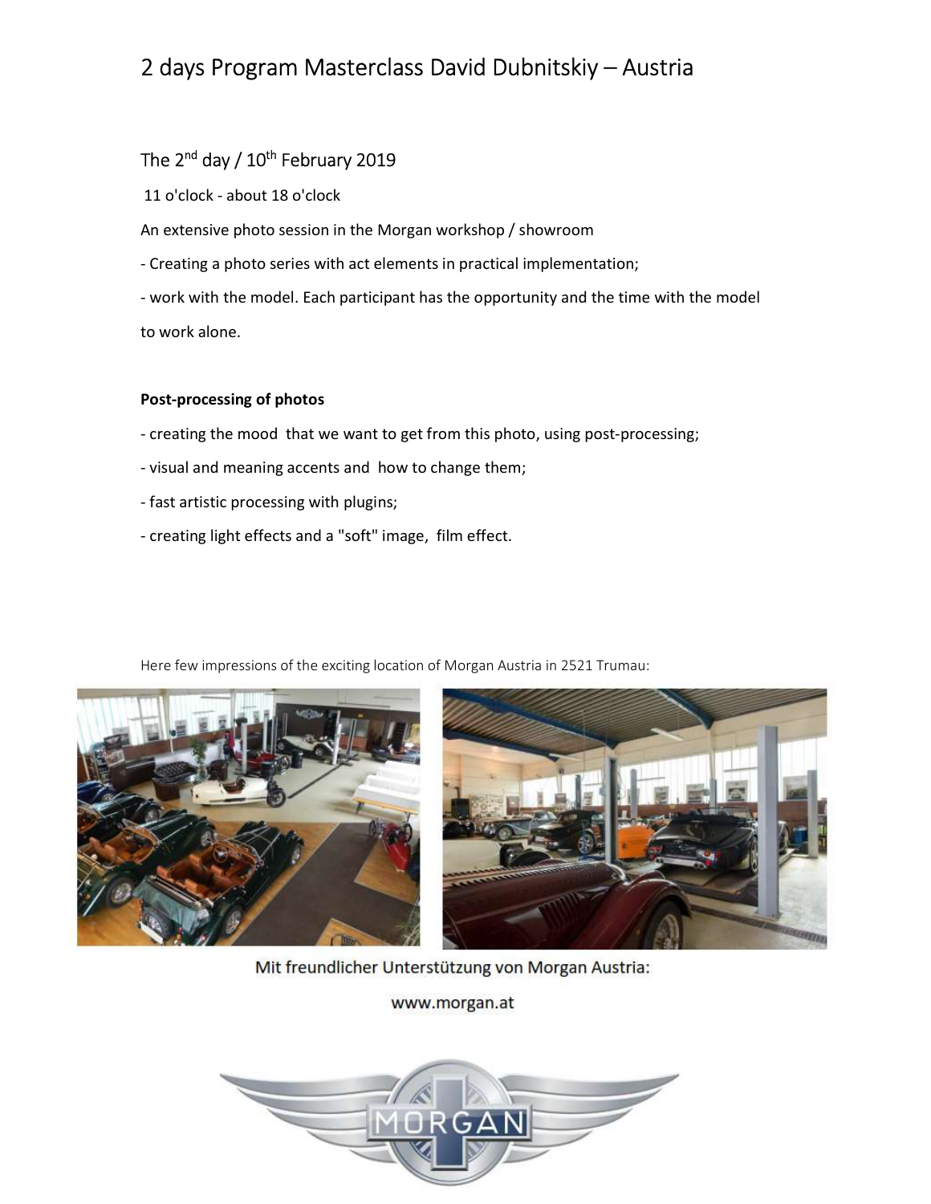# 2 days Program Masterclass David Dubnitskiy – Austria

## The 2nd day / 10th February 2019

11 o'clock - about 18 o'clock

An extensive photo session in the Morgan workshop / showroom

- Creating a photo series with act elements in practical implementation;
- work with the model. Each participant has the opportunity and the time with the model to work alone.

**Post-processing of photos**

- creating the mood that we want to get from this photo, using post-processing;
- visual and meaning accents and how to change them;
- fast artistic processing with plugins;
- creating light effects and a "soft" image, film effect.

Here few impressions of the exciting location of Morgan Austria in 2521 Trumau:

Mit freundlicher Unterstützung von Morgan Austria:

www.morgan.at